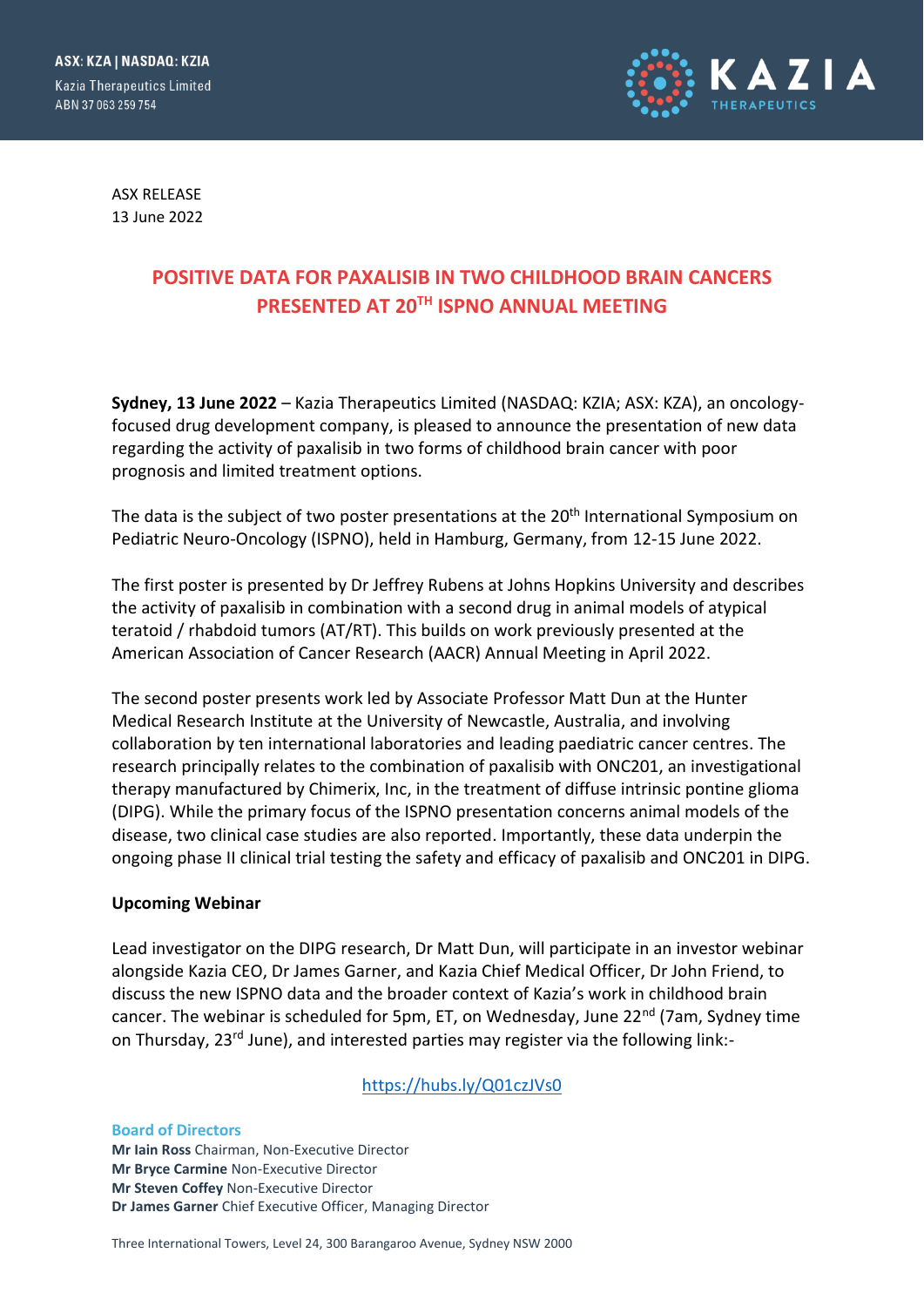ASX: KZA | NASDAQ: KZIA
Kazia Therapeutics Limited
ABN 37 063 259 754

ASX RELEASE
13 June 2022

# POSITIVE DATA FOR PAXALISIB IN TWO CHILDHOOD BRAIN CANCERS PRESENTED AT 20TH ISPNO ANNUAL MEETING

**Sydney, 13 June 2022** – Kazia Therapeutics Limited (NASDAQ: KZIA; ASX: KZA), an oncology-focused drug development company, is pleased to announce the presentation of new data regarding the activity of paxalisib in two forms of childhood brain cancer with poor prognosis and limited treatment options.

The data is the subject of two poster presentations at the 20th International Symposium on Pediatric Neuro-Oncology (ISPNO), held in Hamburg, Germany, from 12-15 June 2022.

The first poster is presented by Dr Jeffrey Rubens at Johns Hopkins University and describes the activity of paxalisib in combination with a second drug in animal models of atypical teratoid / rhabdoid tumors (AT/RT). This builds on work previously presented at the American Association of Cancer Research (AACR) Annual Meeting in April 2022.

The second poster presents work led by Associate Professor Matt Dun at the Hunter Medical Research Institute at the University of Newcastle, Australia, and involving collaboration by ten international laboratories and leading paediatric cancer centres. The research principally relates to the combination of paxalisib with ONC201, an investigational therapy manufactured by Chimerix, Inc, in the treatment of diffuse intrinsic pontine glioma (DIPG). While the primary focus of the ISPNO presentation concerns animal models of the disease, two clinical case studies are also reported. Importantly, these data underpin the ongoing phase II clinical trial testing the safety and efficacy of paxalisib and ONC201 in DIPG.

**Upcoming Webinar**

Lead investigator on the DIPG research, Dr Matt Dun, will participate in an investor webinar alongside Kazia CEO, Dr James Garner, and Kazia Chief Medical Officer, Dr John Friend, to discuss the new ISPNO data and the broader context of Kazia's work in childhood brain cancer. The webinar is scheduled for 5pm, ET, on Wednesday, June 22nd (7am, Sydney time on Thursday, 23rd June), and interested parties may register via the following link:-

https://hubs.ly/Q01czJVs0

**Board of Directors**
**Mr Iain Ross** Chairman, Non-Executive Director
**Mr Bryce Carmine** Non-Executive Director
**Mr Steven Coffey** Non-Executive Director
**Dr James Garner** Chief Executive Officer, Managing Director

Three International Towers, Level 24, 300 Barangaroo Avenue, Sydney NSW 2000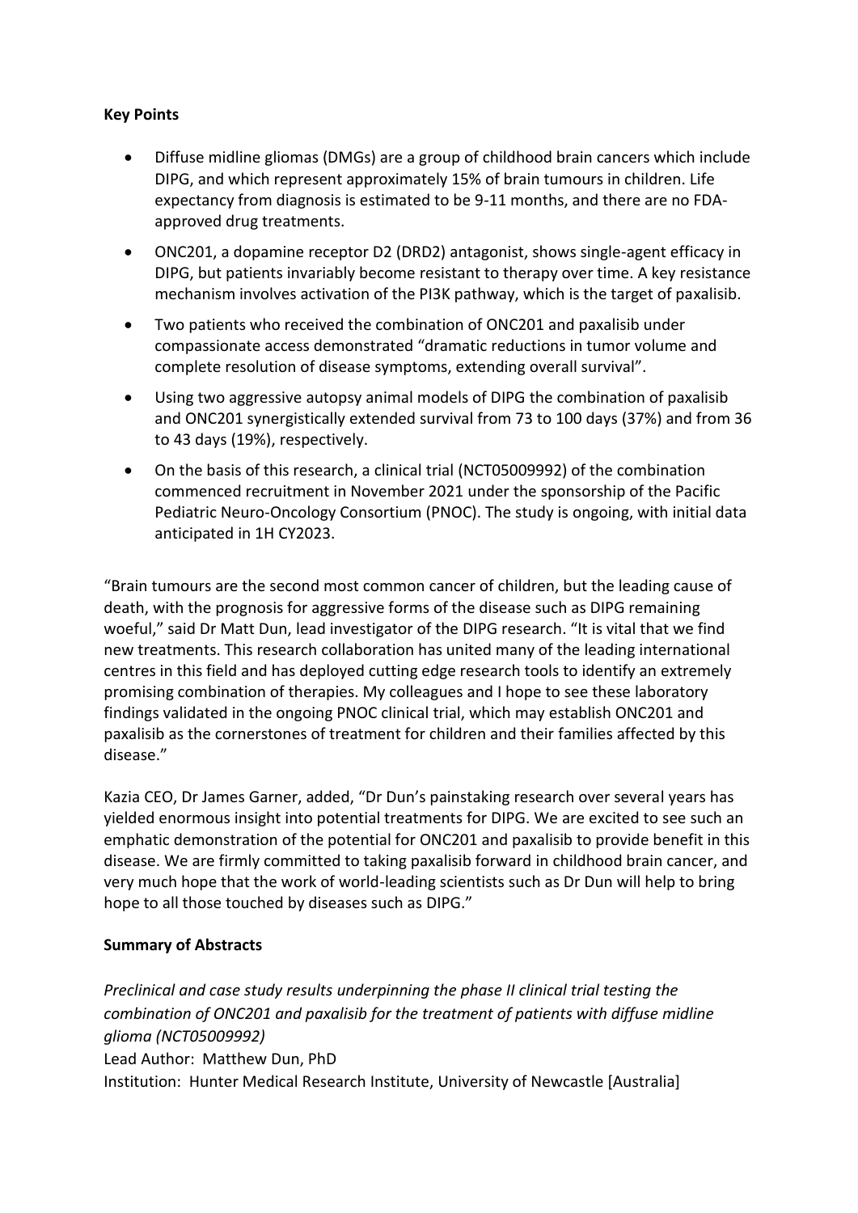**Key Points**

- Diffuse midline gliomas (DMGs) are a group of childhood brain cancers which include DIPG, and which represent approximately 15% of brain tumours in children. Life expectancy from diagnosis is estimated to be 9-11 months, and there are no FDA-approved drug treatments.
- ONC201, a dopamine receptor D2 (DRD2) antagonist, shows single-agent efficacy in DIPG, but patients invariably become resistant to therapy over time. A key resistance mechanism involves activation of the PI3K pathway, which is the target of paxalisib.
- Two patients who received the combination of ONC201 and paxalisib under compassionate access demonstrated "dramatic reductions in tumor volume and complete resolution of disease symptoms, extending overall survival".
- Using two aggressive autopsy animal models of DIPG the combination of paxalisib and ONC201 synergistically extended survival from 73 to 100 days (37%) and from 36 to 43 days (19%), respectively.
- On the basis of this research, a clinical trial (NCT05009992) of the combination commenced recruitment in November 2021 under the sponsorship of the Pacific Pediatric Neuro-Oncology Consortium (PNOC). The study is ongoing, with initial data anticipated in 1H CY2023.

"Brain tumours are the second most common cancer of children, but the leading cause of death, with the prognosis for aggressive forms of the disease such as DIPG remaining woeful," said Dr Matt Dun, lead investigator of the DIPG research. "It is vital that we find new treatments. This research collaboration has united many of the leading international centres in this field and has deployed cutting edge research tools to identify an extremely promising combination of therapies. My colleagues and I hope to see these laboratory findings validated in the ongoing PNOC clinical trial, which may establish ONC201 and paxalisib as the cornerstones of treatment for children and their families affected by this disease."

Kazia CEO, Dr James Garner, added, "Dr Dun's painstaking research over several years has yielded enormous insight into potential treatments for DIPG. We are excited to see such an emphatic demonstration of the potential for ONC201 and paxalisib to provide benefit in this disease. We are firmly committed to taking paxalisib forward in childhood brain cancer, and very much hope that the work of world-leading scientists such as Dr Dun will help to bring hope to all those touched by diseases such as DIPG."

**Summary of Abstracts**

*Preclinical and case study results underpinning the phase II clinical trial testing the combination of ONC201 and paxalisib for the treatment of patients with diffuse midline glioma (NCT05009992)*
Lead Author: Matthew Dun, PhD
Institution: Hunter Medical Research Institute, University of Newcastle [Australia]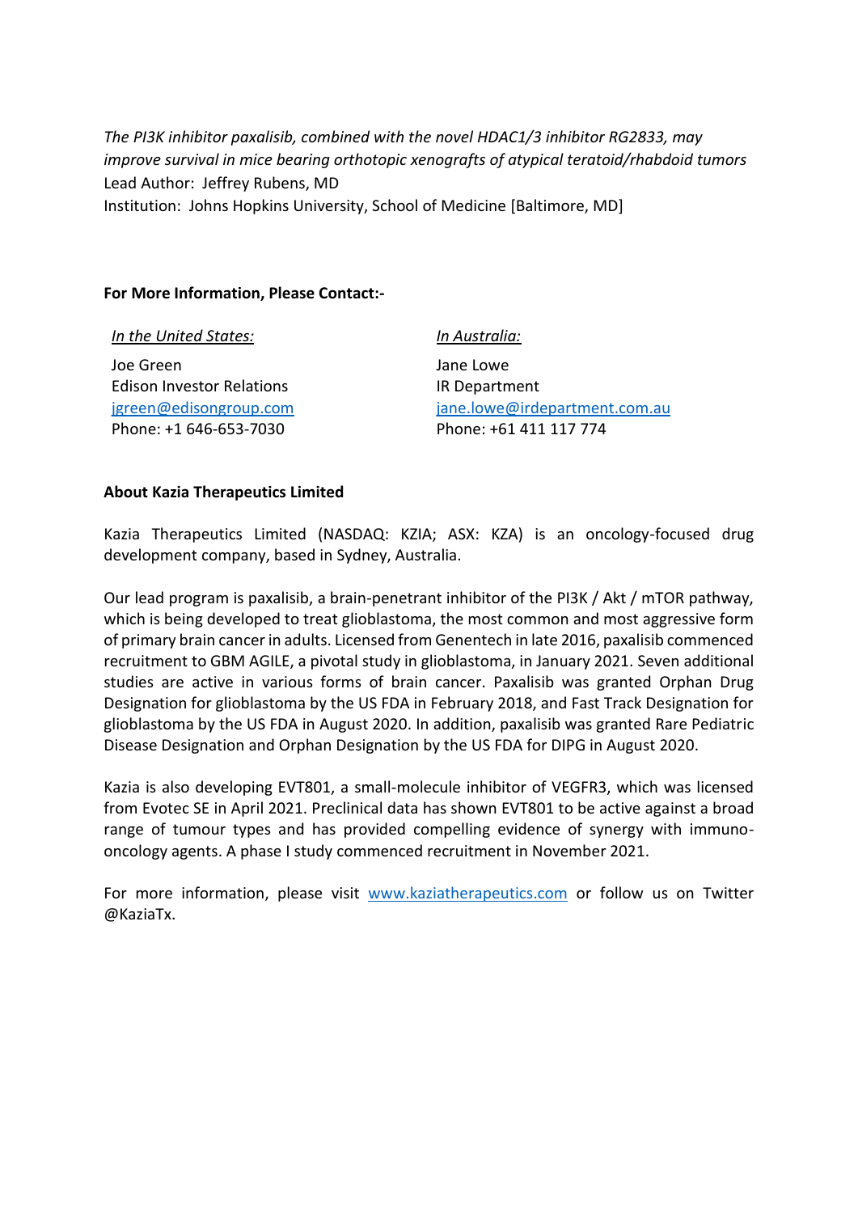*The PI3K inhibitor paxalisib, combined with the novel HDAC1/3 inhibitor RG2833, may improve survival in mice bearing orthotopic xenografts of atypical teratoid/rhabdoid tumors*
Lead Author: Jeffrey Rubens, MD
Institution: Johns Hopkins University, School of Medicine [Baltimore, MD]

**For More Information, Please Contact:-**

*In the United States:*

Joe Green
Edison Investor Relations
jgreen@edisongroup.com
Phone: +1 646-653-7030

*In Australia:*

Jane Lowe
IR Department
jane.lowe@irdepartment.com.au
Phone: +61 411 117 774

**About Kazia Therapeutics Limited**

Kazia Therapeutics Limited (NASDAQ: KZIA; ASX: KZA) is an oncology-focused drug development company, based in Sydney, Australia.

Our lead program is paxalisib, a brain-penetrant inhibitor of the PI3K / Akt / mTOR pathway, which is being developed to treat glioblastoma, the most common and most aggressive form of primary brain cancer in adults. Licensed from Genentech in late 2016, paxalisib commenced recruitment to GBM AGILE, a pivotal study in glioblastoma, in January 2021. Seven additional studies are active in various forms of brain cancer. Paxalisib was granted Orphan Drug Designation for glioblastoma by the US FDA in February 2018, and Fast Track Designation for glioblastoma by the US FDA in August 2020. In addition, paxalisib was granted Rare Pediatric Disease Designation and Orphan Designation by the US FDA for DIPG in August 2020.

Kazia is also developing EVT801, a small-molecule inhibitor of VEGFR3, which was licensed from Evotec SE in April 2021. Preclinical data has shown EVT801 to be active against a broad range of tumour types and has provided compelling evidence of synergy with immuno-oncology agents. A phase I study commenced recruitment in November 2021.

For more information, please visit www.kaziatherapeutics.com or follow us on Twitter @KaziaTx.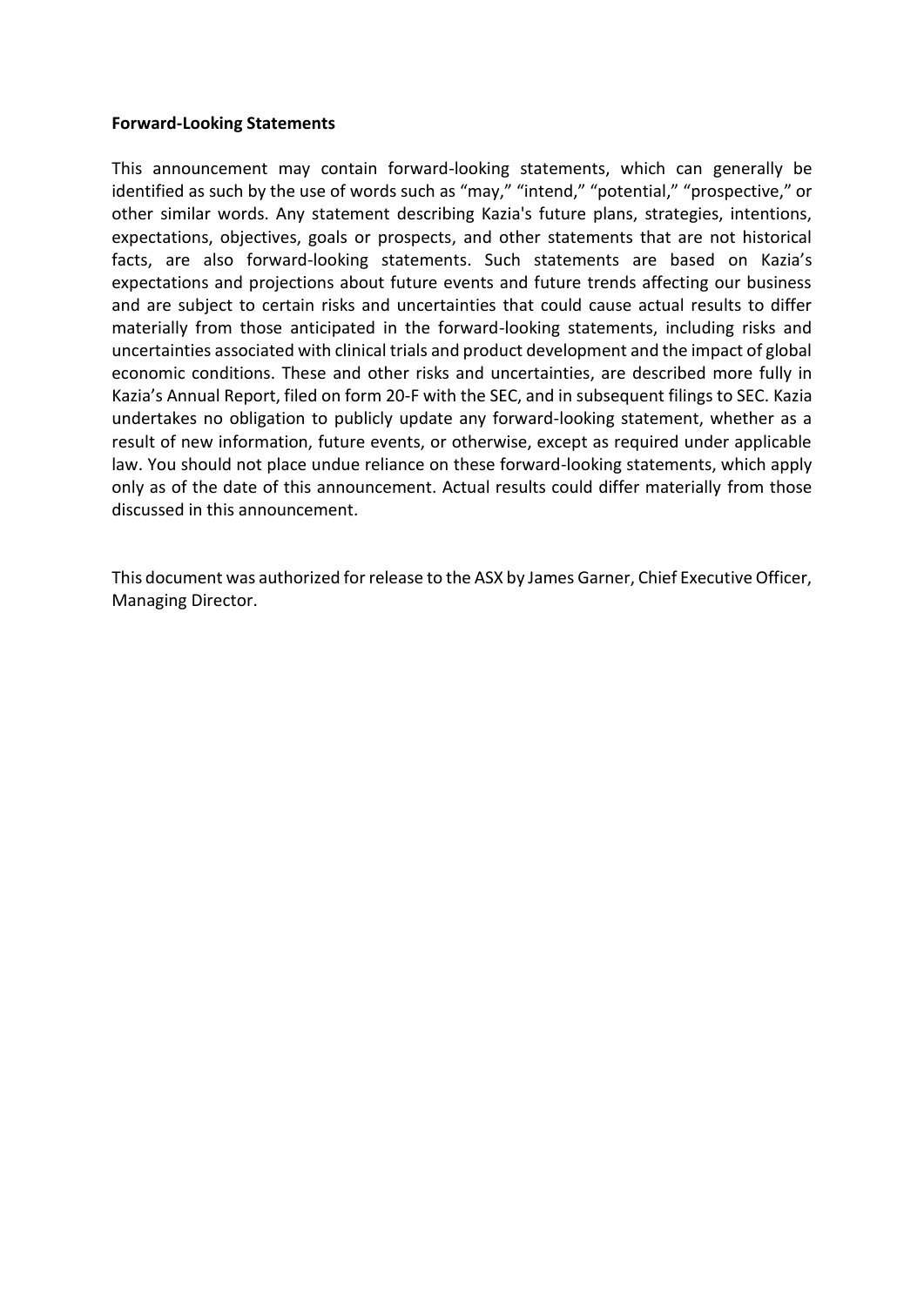**Forward-Looking Statements**

This announcement may contain forward-looking statements, which can generally be identified as such by the use of words such as "may," "intend," "potential," "prospective," or other similar words. Any statement describing Kazia's future plans, strategies, intentions, expectations, objectives, goals or prospects, and other statements that are not historical facts, are also forward-looking statements. Such statements are based on Kazia's expectations and projections about future events and future trends affecting our business and are subject to certain risks and uncertainties that could cause actual results to differ materially from those anticipated in the forward-looking statements, including risks and uncertainties associated with clinical trials and product development and the impact of global economic conditions. These and other risks and uncertainties, are described more fully in Kazia's Annual Report, filed on form 20-F with the SEC, and in subsequent filings to SEC. Kazia undertakes no obligation to publicly update any forward-looking statement, whether as a result of new information, future events, or otherwise, except as required under applicable law. You should not place undue reliance on these forward-looking statements, which apply only as of the date of this announcement. Actual results could differ materially from those discussed in this announcement.

This document was authorized for release to the ASX by James Garner, Chief Executive Officer, Managing Director.